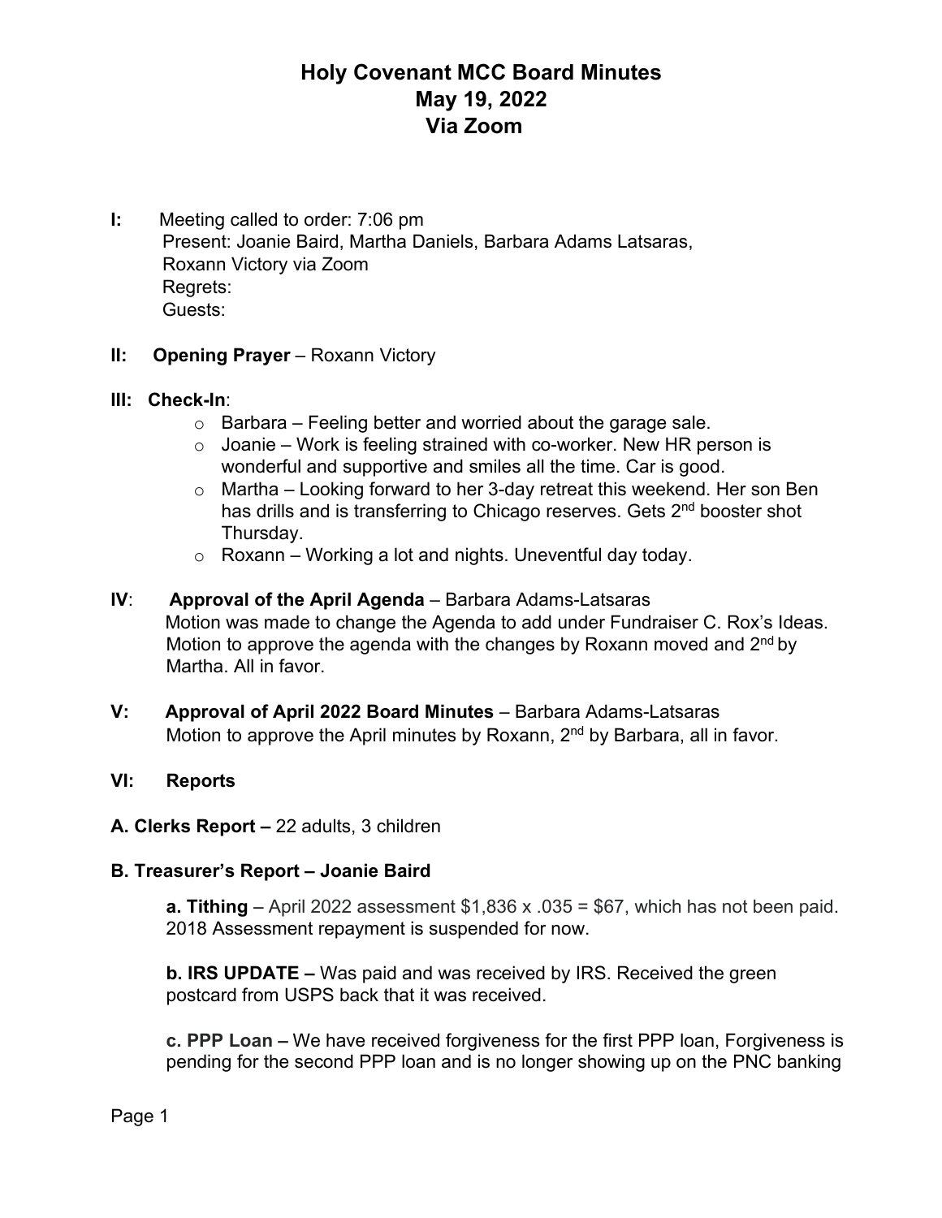# Holy Covenant MCC Board Minutes
## May 19, 2022
## Via Zoom

**I:** Meeting called to order: 7:06 pm
Present: Joanie Baird, Martha Daniels, Barbara Adams Latsaras, Roxann Victory via Zoom
Regrets:
Guests:

**II: Opening Prayer** – Roxann Victory

**III: Check-In**:

- Barbara – Feeling better and worried about the garage sale.
- Joanie – Work is feeling strained with co-worker. New HR person is wonderful and supportive and smiles all the time. Car is good.
- Martha – Looking forward to her 3-day retreat this weekend. Her son Ben has drills and is transferring to Chicago reserves. Gets 2nd booster shot Thursday.
- Roxann – Working a lot and nights. Uneventful day today.

**IV**: **Approval of the April Agenda** – Barbara Adams-Latsaras
Motion was made to change the Agenda to add under Fundraiser C. Rox's Ideas. Motion to approve the agenda with the changes by Roxann moved and 2nd by Martha. All in favor.

**V: Approval of April 2022 Board Minutes** – Barbara Adams-Latsaras
Motion to approve the April minutes by Roxann, 2nd by Barbara, all in favor.

**VI: Reports**

**A. Clerks Report –** 22 adults, 3 children

**B. Treasurer's Report – Joanie Baird**

**a. Tithing** – April 2022 assessment $1,836 x .035 = $67, which has not been paid. 2018 Assessment repayment is suspended for now.

**b. IRS UPDATE –** Was paid and was received by IRS. Received the green postcard from USPS back that it was received.

**c. PPP Loan –** We have received forgiveness for the first PPP loan, Forgiveness is pending for the second PPP loan and is no longer showing up on the PNC banking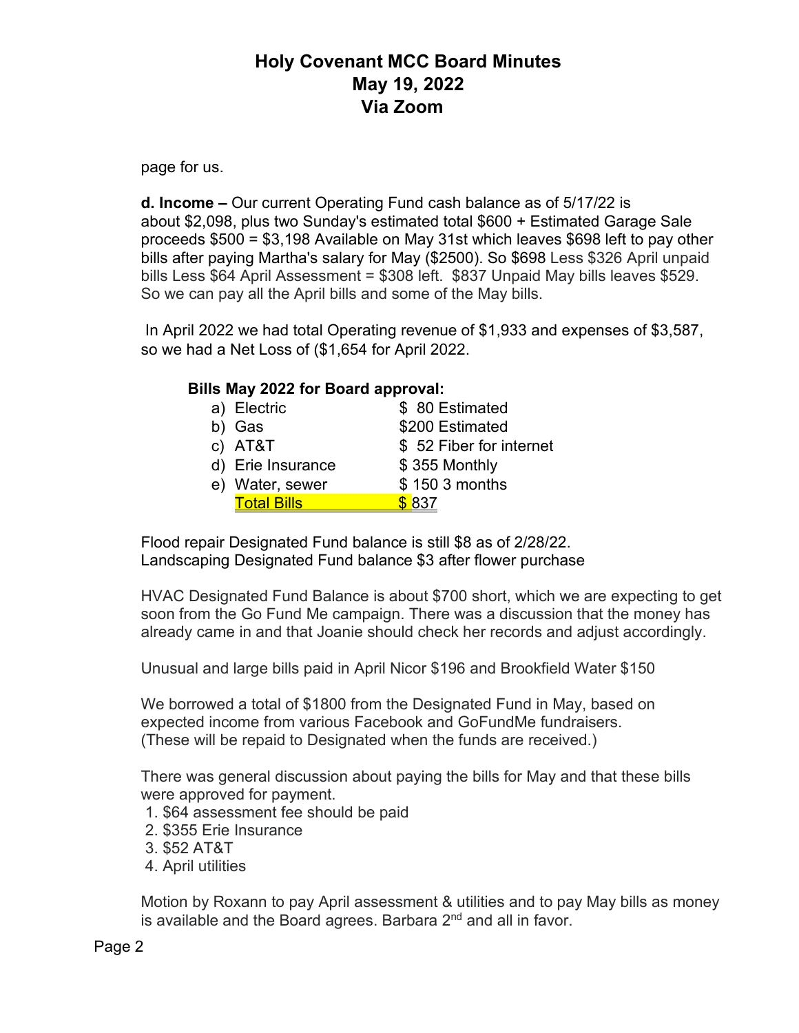page for us.

**d. Income –** Our current Operating Fund cash balance as of 5/17/22 is about $2,098, plus two Sunday's estimated total $600 + Estimated Garage Sale proceeds $500 = $3,198 Available on May 31st which leaves $698 left to pay other bills after paying Martha's salary for May ($2500). So $698 Less $326 April unpaid bills Less $64 April Assessment = $308 left. $837 Unpaid May bills leaves $529. So we can pay all the April bills and some of the May bills.

In April 2022 we had total Operating revenue of $1,933 and expenses of $3,587, so we had a Net Loss of ($1,654 for April 2022.

**Bills May 2022 for Board approval:**

| | Bill | Amount |
|---|---|---|
| a) | Electric | $ 80 Estimated |
| b) | Gas | $200 Estimated |
| c) | AT&T | $ 52 Fiber for internet |
| d) | Erie Insurance | $ 355 Monthly |
| e) | Water, sewer | $ 150 3 months |
| | Total Bills | $ 837 |

Flood repair Designated Fund balance is still $8 as of 2/28/22.
Landscaping Designated Fund balance $3 after flower purchase

HVAC Designated Fund Balance is about $700 short, which we are expecting to get soon from the Go Fund Me campaign. There was a discussion that the money has already came in and that Joanie should check her records and adjust accordingly.

Unusual and large bills paid in April Nicor $196 and Brookfield Water $150

We borrowed a total of $1800 from the Designated Fund in May, based on expected income from various Facebook and GoFundMe fundraisers. (These will be repaid to Designated when the funds are received.)

There was general discussion about paying the bills for May and that these bills were approved for payment.

1. $64 assessment fee should be paid
2. $355 Erie Insurance
3. $52 AT&T
4. April utilities

Motion by Roxann to pay April assessment & utilities and to pay May bills as money is available and the Board agrees. Barbara 2nd and all in favor.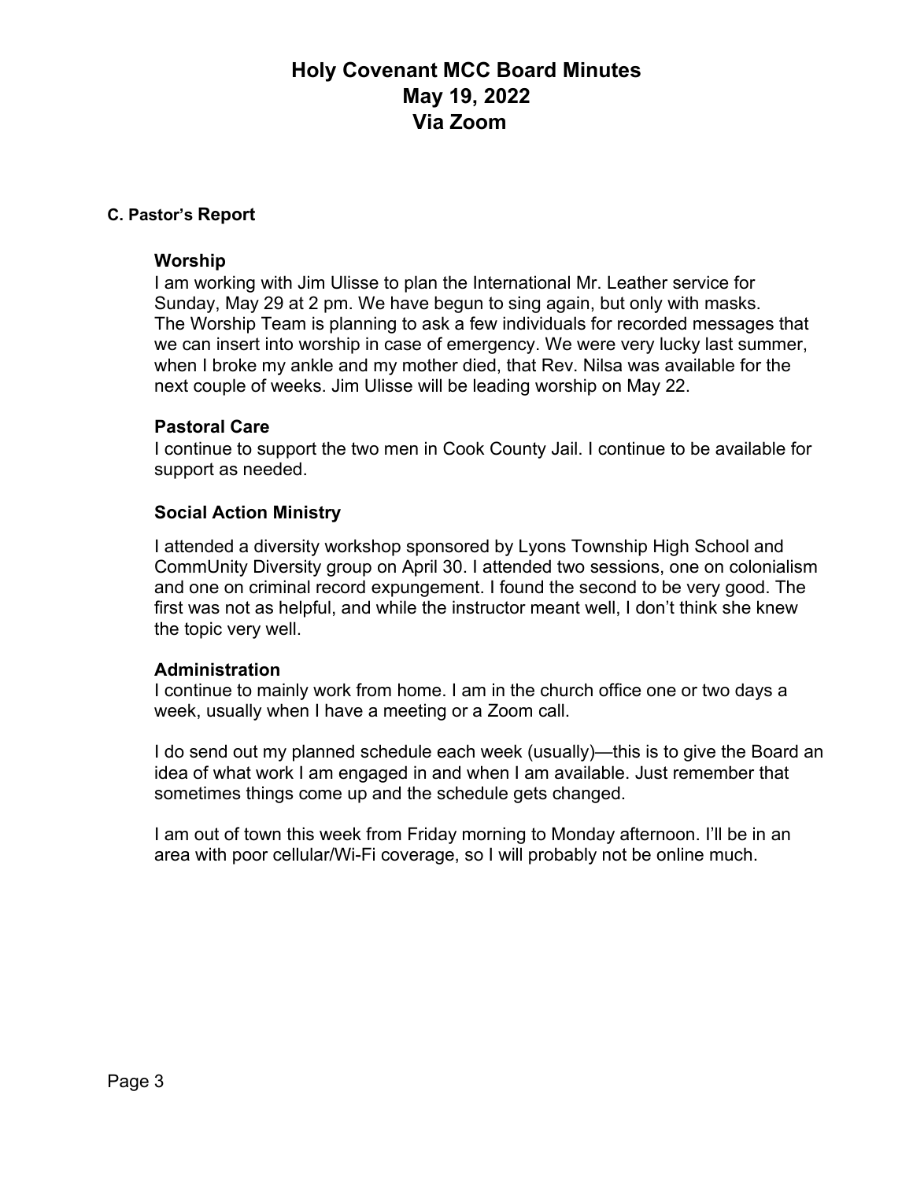# Holy Covenant MCC Board Minutes
# May 19, 2022
# Via Zoom

### C. Pastor's Report

#### Worship

I am working with Jim Ulisse to plan the International Mr. Leather service for Sunday, May 29 at 2 pm. We have begun to sing again, but only with masks. The Worship Team is planning to ask a few individuals for recorded messages that we can insert into worship in case of emergency. We were very lucky last summer, when I broke my ankle and my mother died, that Rev. Nilsa was available for the next couple of weeks. Jim Ulisse will be leading worship on May 22.

#### Pastoral Care

I continue to support the two men in Cook County Jail. I continue to be available for support as needed.

#### Social Action Ministry

I attended a diversity workshop sponsored by Lyons Township High School and CommUnity Diversity group on April 30. I attended two sessions, one on colonialism and one on criminal record expungement. I found the second to be very good. The first was not as helpful, and while the instructor meant well, I don't think she knew the topic very well.

#### Administration

I continue to mainly work from home. I am in the church office one or two days a week, usually when I have a meeting or a Zoom call.

I do send out my planned schedule each week (usually)—this is to give the Board an idea of what work I am engaged in and when I am available. Just remember that sometimes things come up and the schedule gets changed.

I am out of town this week from Friday morning to Monday afternoon. I'll be in an area with poor cellular/Wi-Fi coverage, so I will probably not be online much.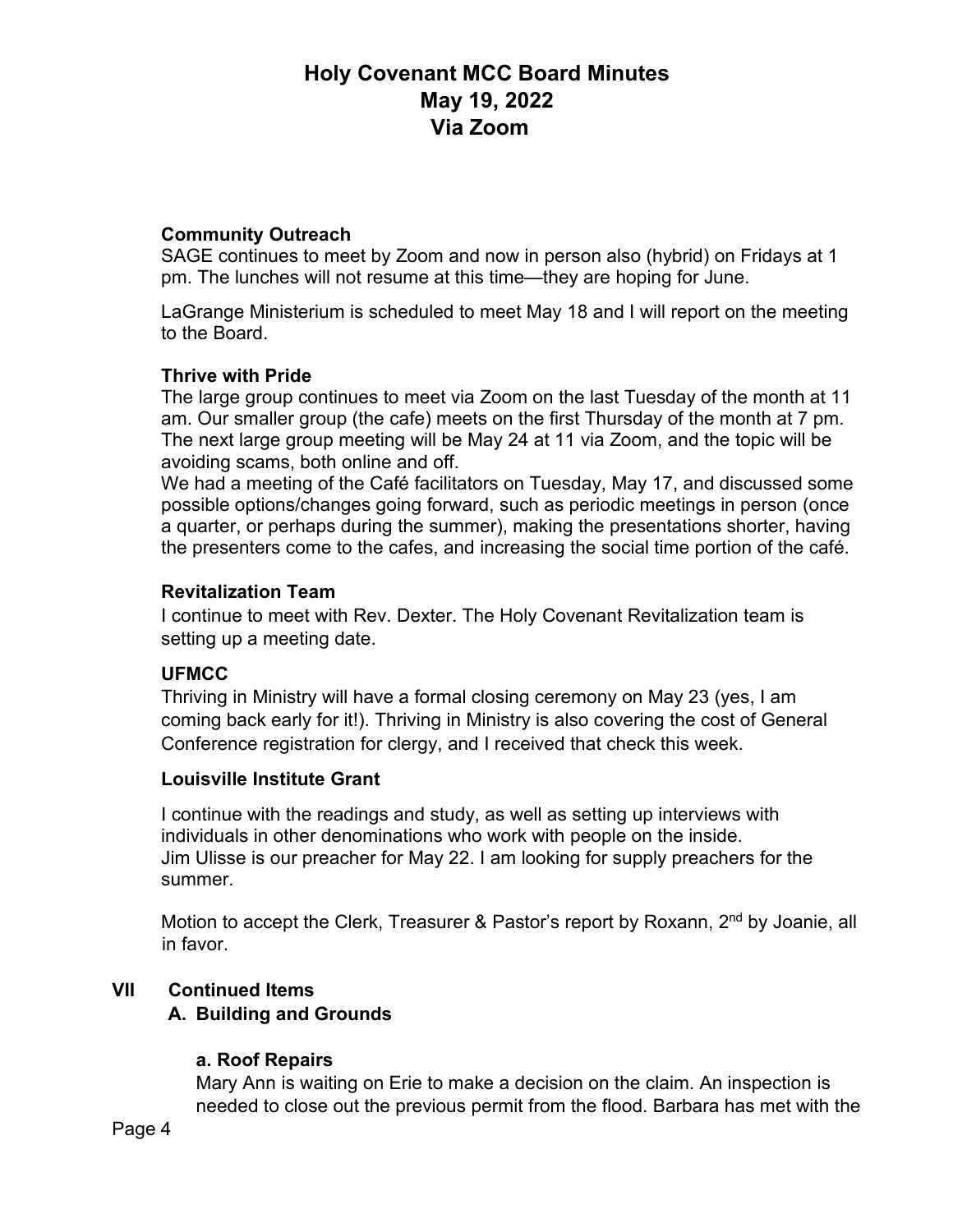**Community Outreach**
SAGE continues to meet by Zoom and now in person also (hybrid) on Fridays at 1 pm. The lunches will not resume at this time—they are hoping for June.

LaGrange Ministerium is scheduled to meet May 18 and I will report on the meeting to the Board.

**Thrive with Pride**
The large group continues to meet via Zoom on the last Tuesday of the month at 11 am. Our smaller group (the cafe) meets on the first Thursday of the month at 7 pm. The next large group meeting will be May 24 at 11 via Zoom, and the topic will be avoiding scams, both online and off.
We had a meeting of the Café facilitators on Tuesday, May 17, and discussed some possible options/changes going forward, such as periodic meetings in person (once a quarter, or perhaps during the summer), making the presentations shorter, having the presenters come to the cafes, and increasing the social time portion of the café.

**Revitalization Team**
I continue to meet with Rev. Dexter. The Holy Covenant Revitalization team is setting up a meeting date.

**UFMCC**
Thriving in Ministry will have a formal closing ceremony on May 23 (yes, I am coming back early for it!). Thriving in Ministry is also covering the cost of General Conference registration for clergy, and I received that check this week.

**Louisville Institute Grant**

I continue with the readings and study, as well as setting up interviews with individuals in other denominations who work with people on the inside.
Jim Ulisse is our preacher for May 22. I am looking for supply preachers for the summer.

Motion to accept the Clerk, Treasurer & Pastor's report by Roxann, 2nd by Joanie, all in favor.

## VII Continued Items

### A. Building and Grounds

**a. Roof Repairs**
Mary Ann is waiting on Erie to make a decision on the claim. An inspection is needed to close out the previous permit from the flood. Barbara has met with the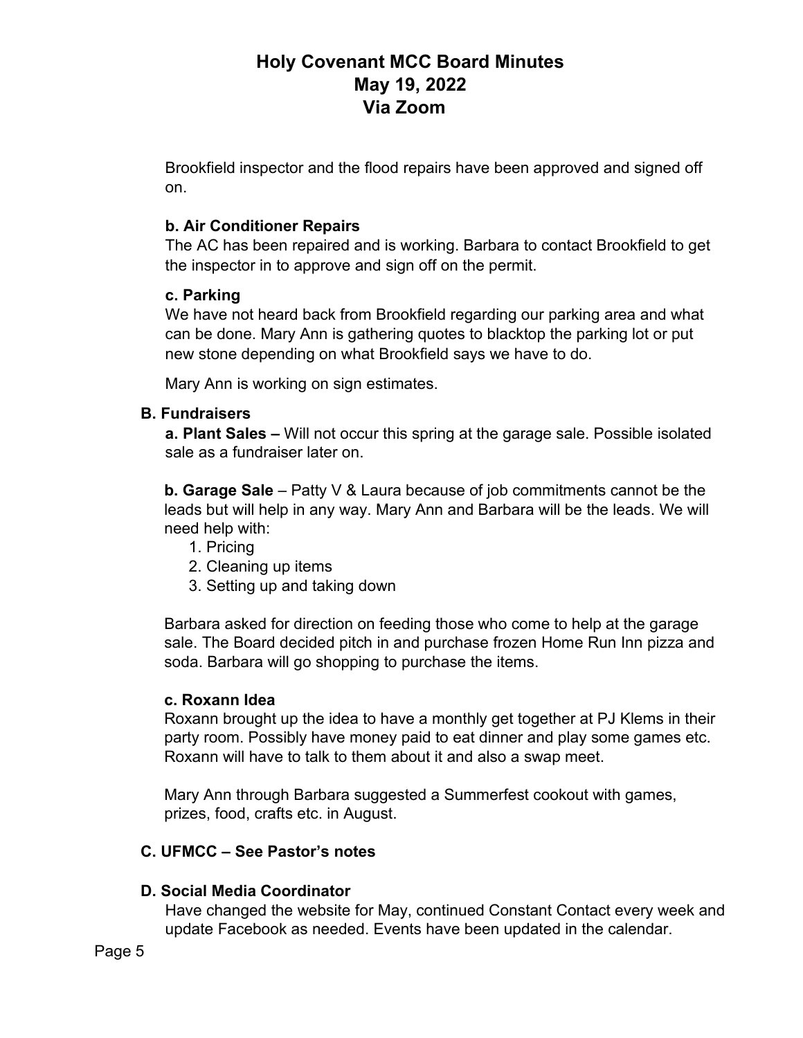Brookfield inspector and the flood repairs have been approved and signed off on.

**b. Air Conditioner Repairs**
The AC has been repaired and is working. Barbara to contact Brookfield to get the inspector in to approve and sign off on the permit.

**c. Parking**
We have not heard back from Brookfield regarding our parking area and what can be done. Mary Ann is gathering quotes to blacktop the parking lot or put new stone depending on what Brookfield says we have to do.

Mary Ann is working on sign estimates.

**B. Fundraisers**

**a. Plant Sales –** Will not occur this spring at the garage sale. Possible isolated sale as a fundraiser later on.

**b. Garage Sale** – Patty V & Laura because of job commitments cannot be the leads but will help in any way. Mary Ann and Barbara will be the leads. We will need help with:

1. Pricing
2. Cleaning up items
3. Setting up and taking down

Barbara asked for direction on feeding those who come to help at the garage sale. The Board decided pitch in and purchase frozen Home Run Inn pizza and soda. Barbara will go shopping to purchase the items.

**c. Roxann Idea**
Roxann brought up the idea to have a monthly get together at PJ Klems in their party room. Possibly have money paid to eat dinner and play some games etc. Roxann will have to talk to them about it and also a swap meet.

Mary Ann through Barbara suggested a Summerfest cookout with games, prizes, food, crafts etc. in August.

**C. UFMCC – See Pastor's notes**

**D. Social Media Coordinator**
Have changed the website for May, continued Constant Contact every week and update Facebook as needed. Events have been updated in the calendar.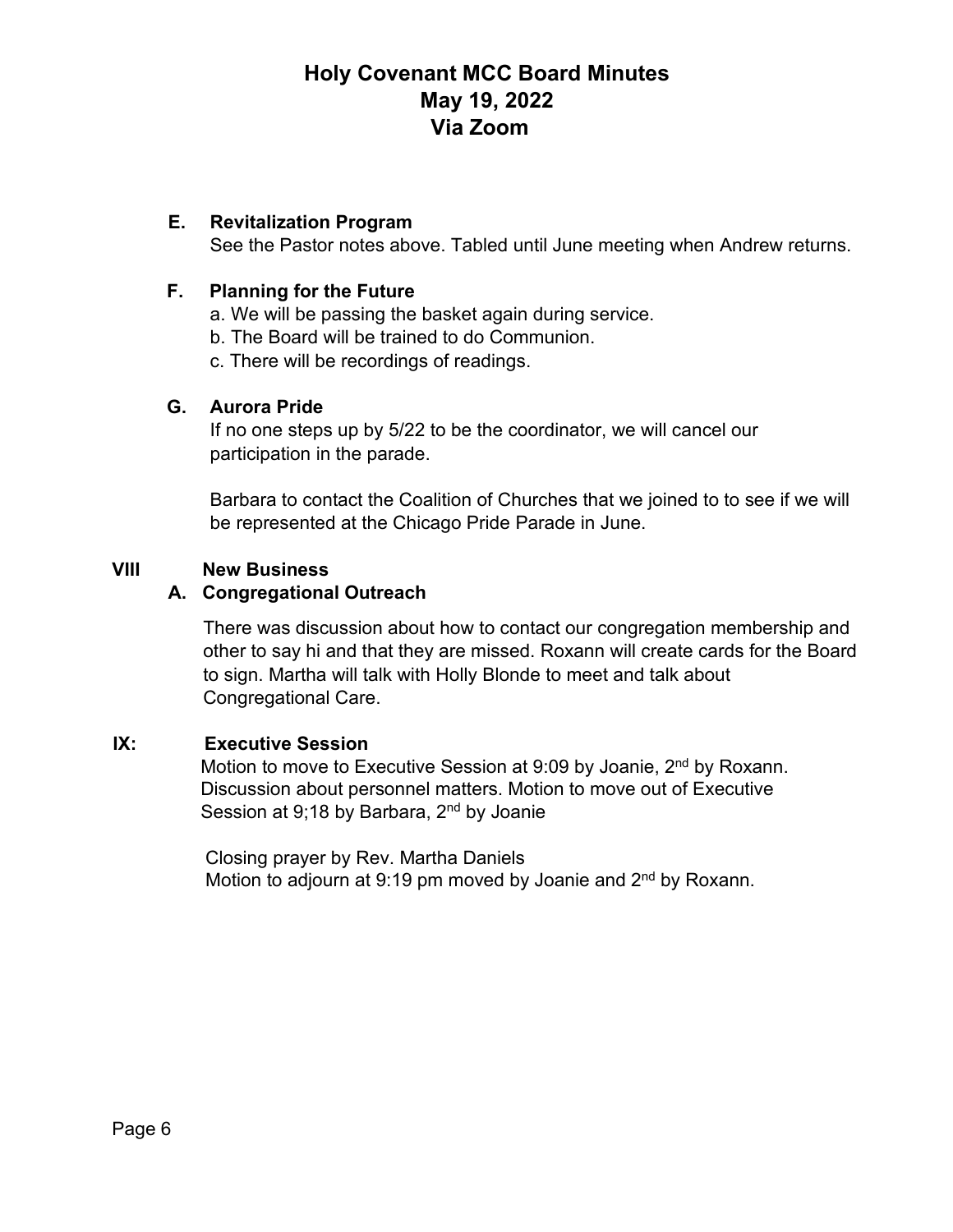# Holy Covenant MCC Board Minutes
## May 19, 2022
## Via Zoom

**E. Revitalization Program**

See the Pastor notes above. Tabled until June meeting when Andrew returns.

**F. Planning for the Future**

a. We will be passing the basket again during service.
b. The Board will be trained to do Communion.
c. There will be recordings of readings.

**G. Aurora Pride**

If no one steps up by 5/22 to be the coordinator, we will cancel our participation in the parade.

Barbara to contact the Coalition of Churches that we joined to to see if we will be represented at the Chicago Pride Parade in June.

**VIII New Business**

**A. Congregational Outreach**

There was discussion about how to contact our congregation membership and other to say hi and that they are missed. Roxann will create cards for the Board to sign. Martha will talk with Holly Blonde to meet and talk about Congregational Care.

**IX: Executive Session**

Motion to move to Executive Session at 9:09 by Joanie, 2nd by Roxann. Discussion about personnel matters. Motion to move out of Executive Session at 9;18 by Barbara, 2nd by Joanie

Closing prayer by Rev. Martha Daniels
Motion to adjourn at 9:19 pm moved by Joanie and 2nd by Roxann.